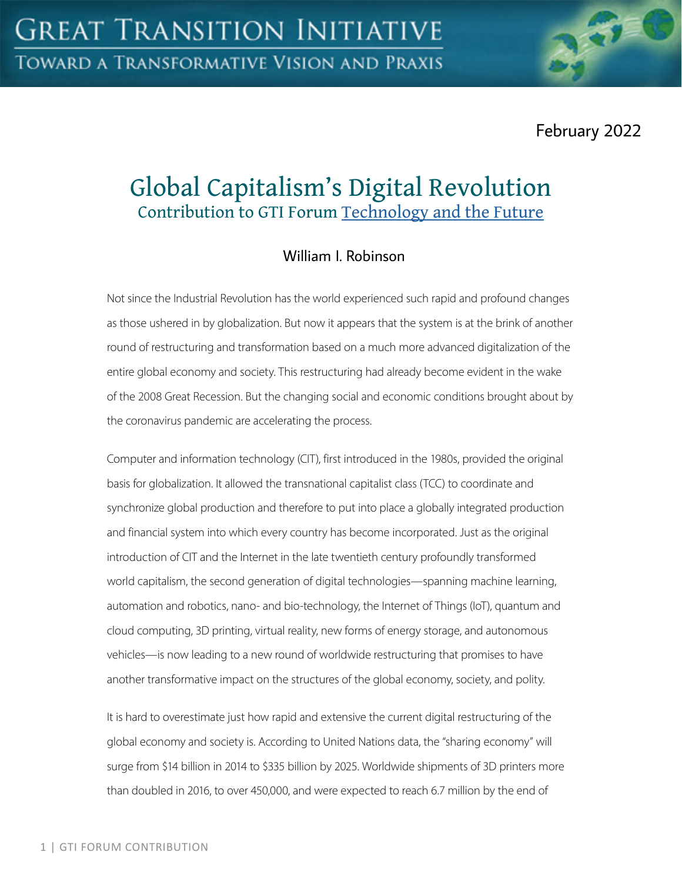GREAT TRANSITION INITIATIVE

TOWARD A TRANSFORMATIVE VISION AND PRAXIS

February 2022

# Global Capitalism's Digital Revolution

## Contribution to GTI Forum Technology and the Future

William I. Robinson

Not since the Industrial Revolution has the world experienced such rapid and profound changes as those ushered in by globalization. But now it appears that the system is at the brink of another round of restructuring and transformation based on a much more advanced digitalization of the entire global economy and society. This restructuring had already become evident in the wake of the 2008 Great Recession. But the changing social and economic conditions brought about by the coronavirus pandemic are accelerating the process.

Computer and information technology (CIT), first introduced in the 1980s, provided the original basis for globalization. It allowed the transnational capitalist class (TCC) to coordinate and synchronize global production and therefore to put into place a globally integrated production and financial system into which every country has become incorporated. Just as the original introduction of CIT and the Internet in the late twentieth century profoundly transformed world capitalism, the second generation of digital technologies—spanning machine learning, automation and robotics, nano- and bio-technology, the Internet of Things (IoT), quantum and cloud computing, 3D printing, virtual reality, new forms of energy storage, and autonomous vehicles—is now leading to a new round of worldwide restructuring that promises to have another transformative impact on the structures of the global economy, society, and polity.

It is hard to overestimate just how rapid and extensive the current digital restructuring of the global economy and society is. According to United Nations data, the "sharing economy" will surge from $14 billion in 2014 to $335 billion by 2025. Worldwide shipments of 3D printers more than doubled in 2016, to over 450,000, and were expected to reach 6.7 million by the end of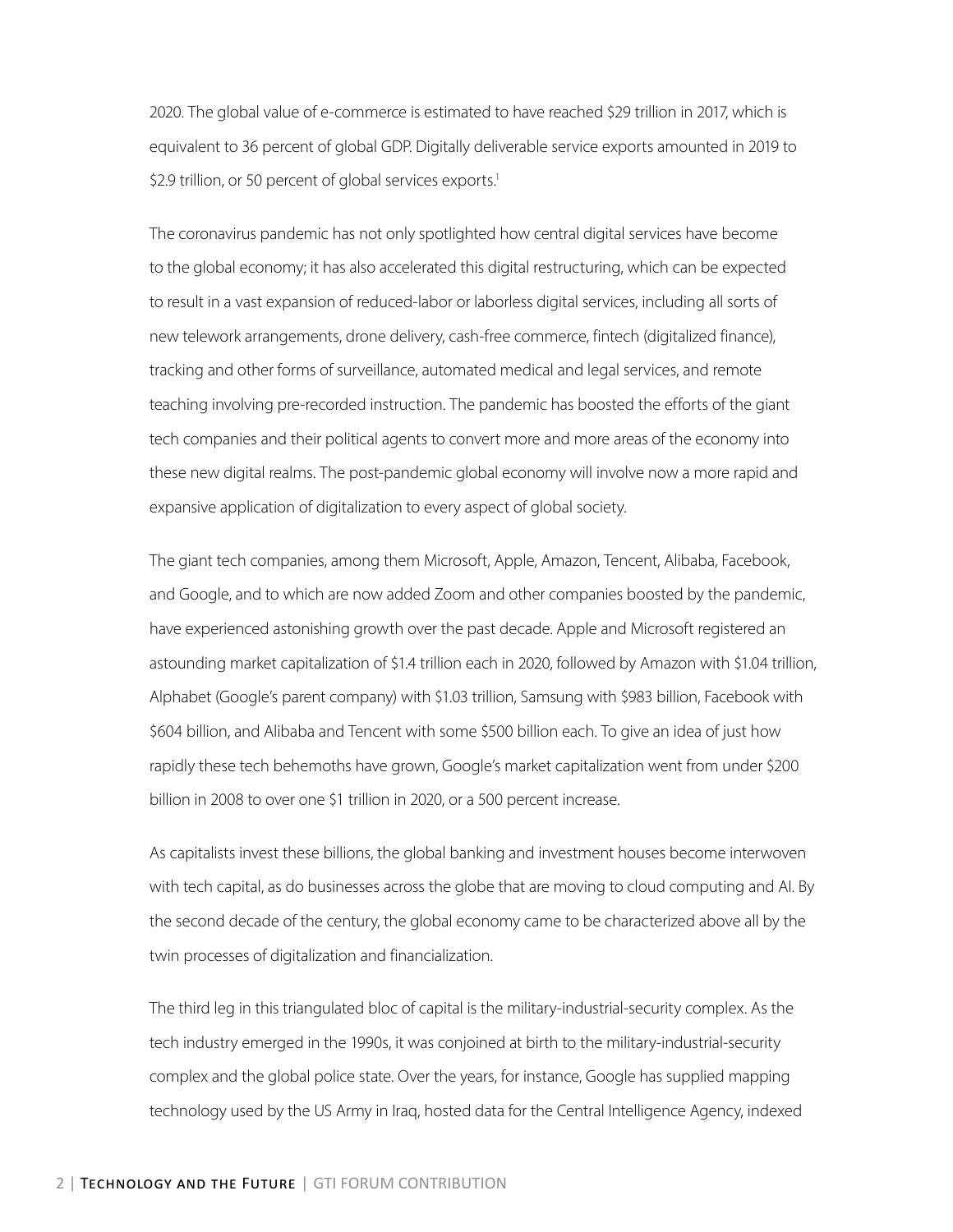2020. The global value of e-commerce is estimated to have reached $29 trillion in 2017, which is equivalent to 36 percent of global GDP. Digitally deliverable service exports amounted in 2019 to $2.9 trillion, or 50 percent of global services exports.[1]

The coronavirus pandemic has not only spotlighted how central digital services have become to the global economy; it has also accelerated this digital restructuring, which can be expected to result in a vast expansion of reduced-labor or laborless digital services, including all sorts of new telework arrangements, drone delivery, cash-free commerce, fintech (digitalized finance), tracking and other forms of surveillance, automated medical and legal services, and remote teaching involving pre-recorded instruction. The pandemic has boosted the efforts of the giant tech companies and their political agents to convert more and more areas of the economy into these new digital realms. The post-pandemic global economy will involve now a more rapid and expansive application of digitalization to every aspect of global society.

The giant tech companies, among them Microsoft, Apple, Amazon, Tencent, Alibaba, Facebook, and Google, and to which are now added Zoom and other companies boosted by the pandemic, have experienced astonishing growth over the past decade. Apple and Microsoft registered an astounding market capitalization of $1.4 trillion each in 2020, followed by Amazon with $1.04 trillion, Alphabet (Google's parent company) with $1.03 trillion, Samsung with $983 billion, Facebook with $604 billion, and Alibaba and Tencent with some $500 billion each. To give an idea of just how rapidly these tech behemoths have grown, Google's market capitalization went from under $200 billion in 2008 to over one $1 trillion in 2020, or a 500 percent increase.

As capitalists invest these billions, the global banking and investment houses become interwoven with tech capital, as do businesses across the globe that are moving to cloud computing and AI. By the second decade of the century, the global economy came to be characterized above all by the twin processes of digitalization and financialization.

The third leg in this triangulated bloc of capital is the military-industrial-security complex. As the tech industry emerged in the 1990s, it was conjoined at birth to the military-industrial-security complex and the global police state. Over the years, for instance, Google has supplied mapping technology used by the US Army in Iraq, hosted data for the Central Intelligence Agency, indexed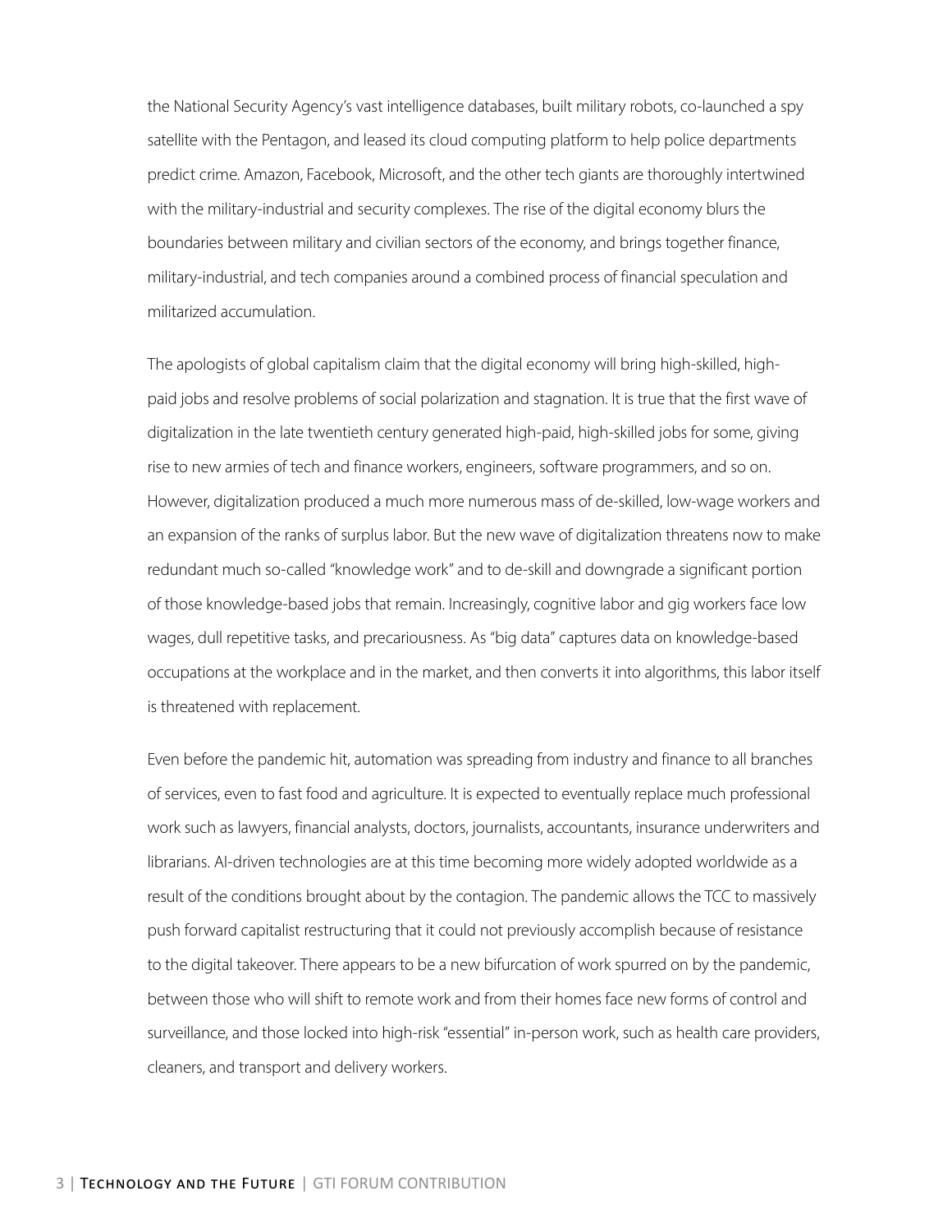the National Security Agency's vast intelligence databases, built military robots, co-launched a spy satellite with the Pentagon, and leased its cloud computing platform to help police departments predict crime. Amazon, Facebook, Microsoft, and the other tech giants are thoroughly intertwined with the military-industrial and security complexes. The rise of the digital economy blurs the boundaries between military and civilian sectors of the economy, and brings together finance, military-industrial, and tech companies around a combined process of financial speculation and militarized accumulation.

The apologists of global capitalism claim that the digital economy will bring high-skilled, high-paid jobs and resolve problems of social polarization and stagnation. It is true that the first wave of digitalization in the late twentieth century generated high-paid, high-skilled jobs for some, giving rise to new armies of tech and finance workers, engineers, software programmers, and so on. However, digitalization produced a much more numerous mass of de-skilled, low-wage workers and an expansion of the ranks of surplus labor. But the new wave of digitalization threatens now to make redundant much so-called "knowledge work" and to de-skill and downgrade a significant portion of those knowledge-based jobs that remain. Increasingly, cognitive labor and gig workers face low wages, dull repetitive tasks, and precariousness. As "big data" captures data on knowledge-based occupations at the workplace and in the market, and then converts it into algorithms, this labor itself is threatened with replacement.

Even before the pandemic hit, automation was spreading from industry and finance to all branches of services, even to fast food and agriculture. It is expected to eventually replace much professional work such as lawyers, financial analysts, doctors, journalists, accountants, insurance underwriters and librarians. AI-driven technologies are at this time becoming more widely adopted worldwide as a result of the conditions brought about by the contagion. The pandemic allows the TCC to massively push forward capitalist restructuring that it could not previously accomplish because of resistance to the digital takeover. There appears to be a new bifurcation of work spurred on by the pandemic, between those who will shift to remote work and from their homes face new forms of control and surveillance, and those locked into high-risk "essential" in-person work, such as health care providers, cleaners, and transport and delivery workers.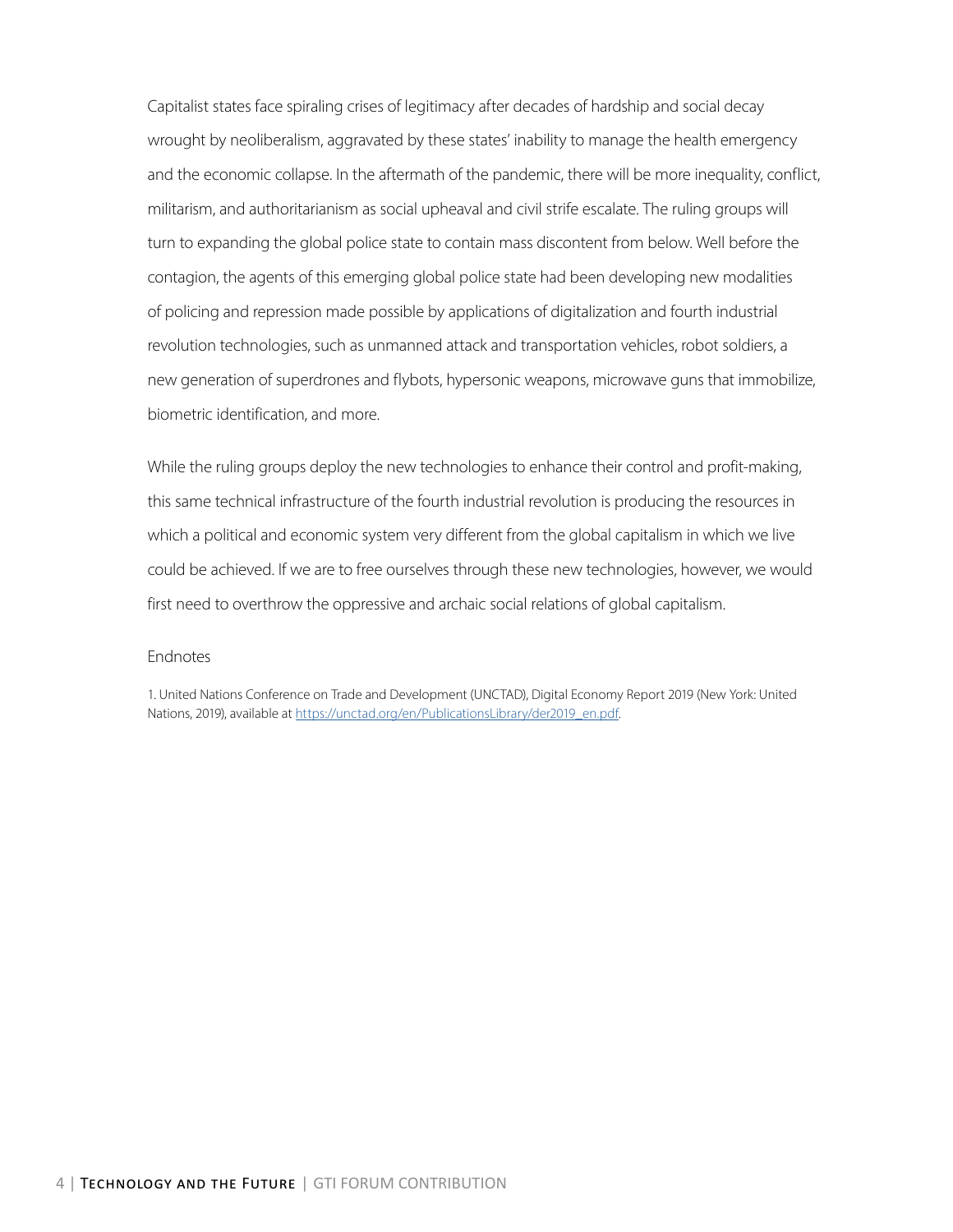Capitalist states face spiraling crises of legitimacy after decades of hardship and social decay wrought by neoliberalism, aggravated by these states' inability to manage the health emergency and the economic collapse. In the aftermath of the pandemic, there will be more inequality, conflict, militarism, and authoritarianism as social upheaval and civil strife escalate. The ruling groups will turn to expanding the global police state to contain mass discontent from below. Well before the contagion, the agents of this emerging global police state had been developing new modalities of policing and repression made possible by applications of digitalization and fourth industrial revolution technologies, such as unmanned attack and transportation vehicles, robot soldiers, a new generation of superdrones and flybots, hypersonic weapons, microwave guns that immobilize, biometric identification, and more.

While the ruling groups deploy the new technologies to enhance their control and profit-making, this same technical infrastructure of the fourth industrial revolution is producing the resources in which a political and economic system very different from the global capitalism in which we live could be achieved. If we are to free ourselves through these new technologies, however, we would first need to overthrow the oppressive and archaic social relations of global capitalism.

Endnotes

1. United Nations Conference on Trade and Development (UNCTAD), Digital Economy Report 2019 (New York: United Nations, 2019), available at https://unctad.org/en/PublicationsLibrary/der2019_en.pdf.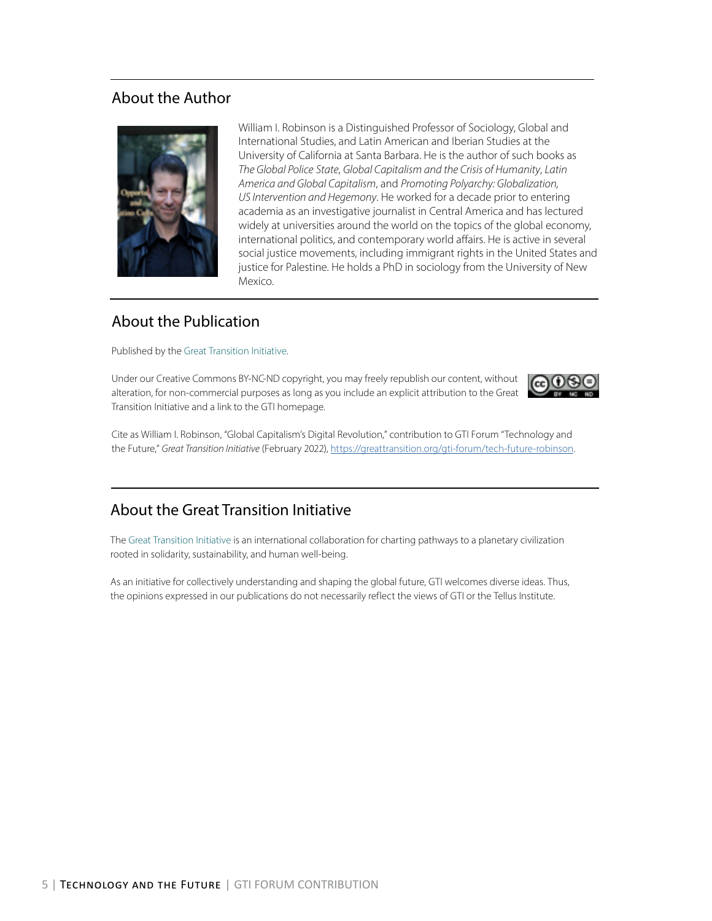## About the Author

William I. Robinson is a Distinguished Professor of Sociology, Global and International Studies, and Latin American and Iberian Studies at the University of California at Santa Barbara. He is the author of such books as *The Global Police State*, *Global Capitalism and the Crisis of Humanity*, *Latin America and Global Capitalism*, and *Promoting Polyarchy: Globalization, US Intervention and Hegemony*. He worked for a decade prior to entering academia as an investigative journalist in Central America and has lectured widely at universities around the world on the topics of the global economy, international politics, and contemporary world affairs. He is active in several social justice movements, including immigrant rights in the United States and justice for Palestine. He holds a PhD in sociology from the University of New Mexico.

## About the Publication

Published by the Great Transition Initiative.

Under our Creative Commons BY-NC-ND copyright, you may freely republish our content, without alteration, for non-commercial purposes as long as you include an explicit attribution to the Great Transition Initiative and a link to the GTI homepage.

Cite as William I. Robinson, "Global Capitalism's Digital Revolution," contribution to GTI Forum "Technology and the Future," *Great Transition Initiative* (February 2022), https://greattransition.org/gti-forum/tech-future-robinson.

## About the Great Transition Initiative

The Great Transition Initiative is an international collaboration for charting pathways to a planetary civilization rooted in solidarity, sustainability, and human well-being.

As an initiative for collectively understanding and shaping the global future, GTI welcomes diverse ideas. Thus, the opinions expressed in our publications do not necessarily reflect the views of GTI or the Tellus Institute.